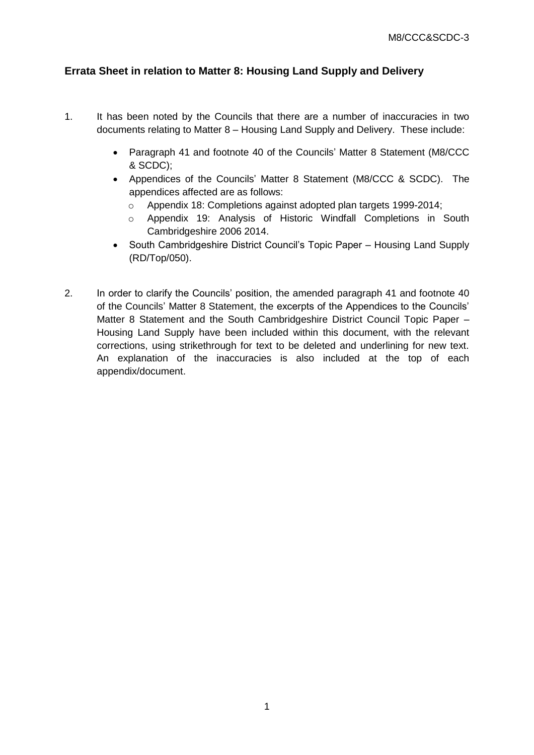M8/CCC&SCDC-3

## Errata Sheet in relation to Matter 8: Housing Land Supply and Delivery

1. It has been noted by the Councils that there are a number of inaccuracies in two documents relating to Matter 8 – Housing Land Supply and Delivery. These include:

   - Paragraph 41 and footnote 40 of the Councils' Matter 8 Statement (M8/CCC & SCDC);
   - Appendices of the Councils' Matter 8 Statement (M8/CCC & SCDC). The appendices affected are as follows:
     - Appendix 18: Completions against adopted plan targets 1999-2014;
     - Appendix 19: Analysis of Historic Windfall Completions in South Cambridgeshire 2006 2014.
   - South Cambridgeshire District Council's Topic Paper – Housing Land Supply (RD/Top/050).

2. In order to clarify the Councils' position, the amended paragraph 41 and footnote 40 of the Councils' Matter 8 Statement, the excerpts of the Appendices to the Councils' Matter 8 Statement and the South Cambridgeshire District Council Topic Paper – Housing Land Supply have been included within this document, with the relevant corrections, using strikethrough for text to be deleted and underlining for new text. An explanation of the inaccuracies is also included at the top of each appendix/document.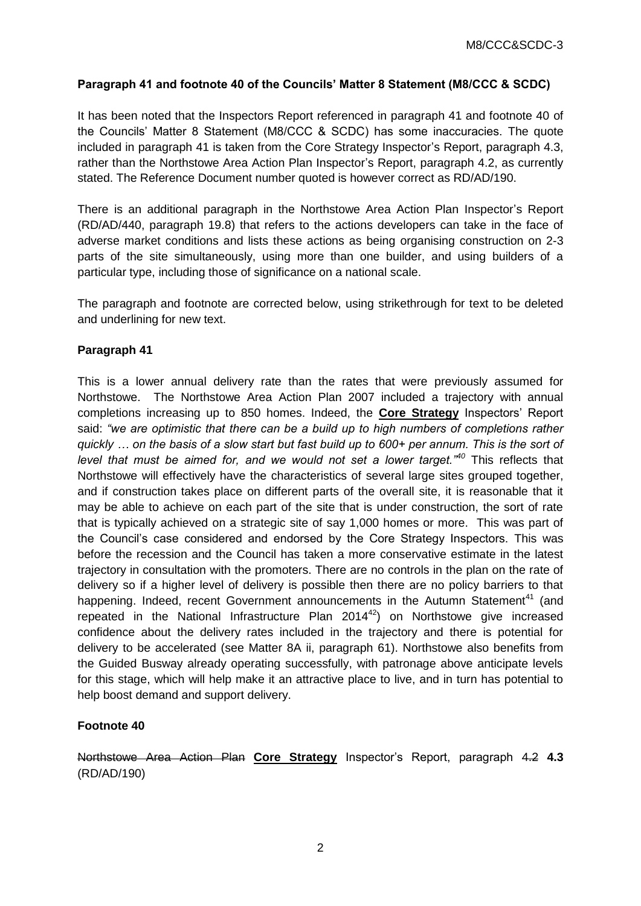M8/CCC&SCDC-3

**Paragraph 41 and footnote 40 of the Councils' Matter 8 Statement (M8/CCC & SCDC)**

It has been noted that the Inspectors Report referenced in paragraph 41 and footnote 40 of the Councils' Matter 8 Statement (M8/CCC & SCDC) has some inaccuracies. The quote included in paragraph 41 is taken from the Core Strategy Inspector's Report, paragraph 4.3, rather than the Northstowe Area Action Plan Inspector's Report, paragraph 4.2, as currently stated. The Reference Document number quoted is however correct as RD/AD/190.

There is an additional paragraph in the Northstowe Area Action Plan Inspector's Report (RD/AD/440, paragraph 19.8) that refers to the actions developers can take in the face of adverse market conditions and lists these actions as being organising construction on 2-3 parts of the site simultaneously, using more than one builder, and using builders of a particular type, including those of significance on a national scale.

The paragraph and footnote are corrected below, using strikethrough for text to be deleted and underlining for new text.

**Paragraph 41**

This is a lower annual delivery rate than the rates that were previously assumed for Northstowe. The Northstowe Area Action Plan 2007 included a trajectory with annual completions increasing up to 850 homes. Indeed, the <u>**Core Strategy**</u> Inspectors' Report said: *"we are optimistic that there can be a build up to high numbers of completions rather quickly … on the basis of a slow start but fast build up to 600+ per annum. This is the sort of level that must be aimed for, and we would not set a lower target."*[40] This reflects that Northstowe will effectively have the characteristics of several large sites grouped together, and if construction takes place on different parts of the overall site, it is reasonable that it may be able to achieve on each part of the site that is under construction, the sort of rate that is typically achieved on a strategic site of say 1,000 homes or more. This was part of the Council's case considered and endorsed by the Core Strategy Inspectors. This was before the recession and the Council has taken a more conservative estimate in the latest trajectory in consultation with the promoters. There are no controls in the plan on the rate of delivery so if a higher level of delivery is possible then there are no policy barriers to that happening. Indeed, recent Government announcements in the Autumn Statement[41] (and repeated in the National Infrastructure Plan 2014[42]) on Northstowe give increased confidence about the delivery rates included in the trajectory and there is potential for delivery to be accelerated (see Matter 8A ii, paragraph 61). Northstowe also benefits from the Guided Busway already operating successfully, with patronage above anticipate levels for this stage, which will help make it an attractive place to live, and in turn has potential to help boost demand and support delivery.

**Footnote 40**

~~Northstowe Area Action Plan~~ <u>**Core Strategy**</u> Inspector's Report, paragraph ~~4.2~~ **4.3** (RD/AD/190)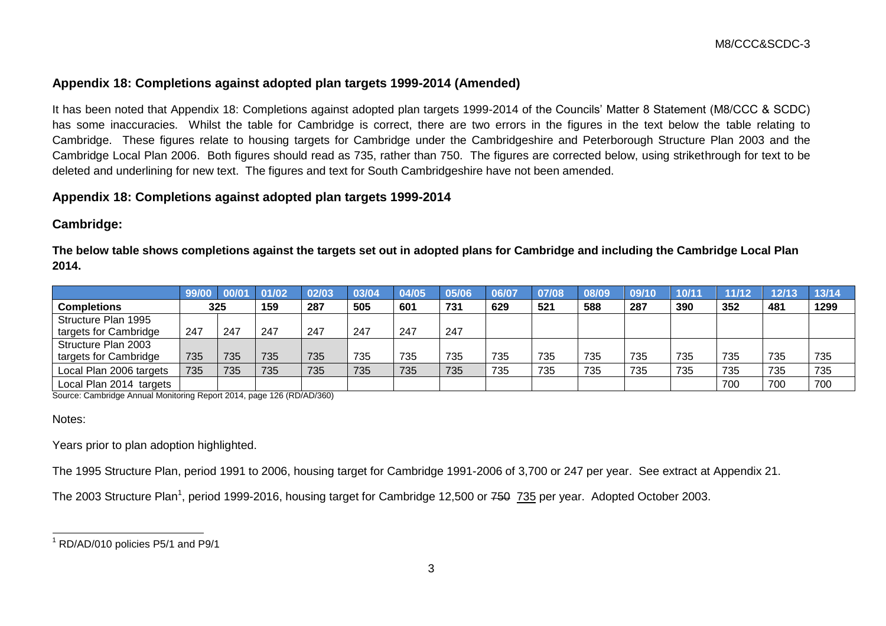M8/CCC&SCDC-3

## Appendix 18: Completions against adopted plan targets 1999-2014 (Amended)

It has been noted that Appendix 18: Completions against adopted plan targets 1999-2014 of the Councils' Matter 8 Statement (M8/CCC & SCDC) has some inaccuracies. Whilst the table for Cambridge is correct, there are two errors in the figures in the text below the table relating to Cambridge. These figures relate to housing targets for Cambridge under the Cambridgeshire and Peterborough Structure Plan 2003 and the Cambridge Local Plan 2006. Both figures should read as 735, rather than 750. The figures are corrected below, using strikethrough for text to be deleted and underlining for new text. The figures and text for South Cambridgeshire have not been amended.

## Appendix 18: Completions against adopted plan targets 1999-2014

### Cambridge:

**The below table shows completions against the targets set out in adopted plans for Cambridge and including the Cambridge Local Plan 2014.**

| | 99/00 | 00/01 | 01/02 | 02/03 | 03/04 | 04/05 | 05/06 | 06/07 | 07/08 | 08/09 | 09/10 | 10/11 | 11/12 | 12/13 | 13/14 |
|---|---|---|---|---|---|---|---|---|---|---|---|---|---|---|---|
| **Completions** | **325** | | **159** | **287** | **505** | **601** | **731** | **629** | **521** | **588** | **287** | **390** | **352** | **481** | **1299** |
| Structure Plan 1995 targets for Cambridge | 247 | 247 | 247 | 247 | 247 | 247 | 247 | | | | | | | | |
| Structure Plan 2003 targets for Cambridge | 735 | 735 | 735 | 735 | 735 | 735 | 735 | 735 | 735 | 735 | 735 | 735 | 735 | 735 | 735 |
| Local Plan 2006 targets | 735 | 735 | 735 | 735 | 735 | 735 | 735 | 735 | 735 | 735 | 735 | 735 | 735 | 735 | 735 |
| Local Plan 2014 targets | | | | | | | | | | | | | 700 | 700 | 700 |

Source: Cambridge Annual Monitoring Report 2014, page 126 (RD/AD/360)

Notes:

Years prior to plan adoption highlighted.

The 1995 Structure Plan, period 1991 to 2006, housing target for Cambridge 1991-2006 of 3,700 or 247 per year. See extract at Appendix 21.

The 2003 Structure Plan[1], period 1999-2016, housing target for Cambridge 12,500 or ~~750~~ <u>735</u> per year. Adopted October 2003.

[1] RD/AD/010 policies P5/1 and P9/1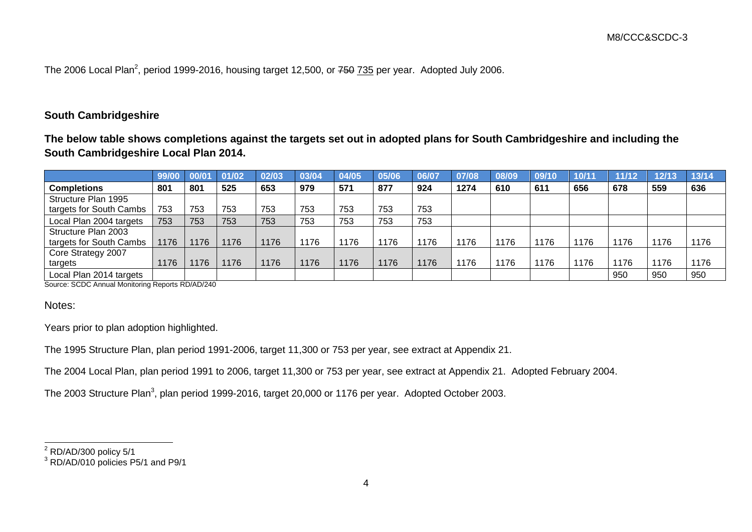The 2006 Local Plan[2], period 1999-2016, housing target 12,500, or ~~750~~ <u>735</u> per year. Adopted July 2006.

## South Cambridgeshire

**The below table shows completions against the targets set out in adopted plans for South Cambridgeshire and including the South Cambridgeshire Local Plan 2014.**

| | 99/00 | 00/01 | 01/02 | 02/03 | 03/04 | 04/05 | 05/06 | 06/07 | 07/08 | 08/09 | 09/10 | 10/11 | 11/12 | 12/13 | 13/14 |
|---|---|---|---|---|---|---|---|---|---|---|---|---|---|---|---|
| **Completions** | **801** | **801** | **525** | **653** | **979** | **571** | **877** | **924** | **1274** | **610** | **611** | **656** | **678** | **559** | **636** |
| Structure Plan 1995 targets for South Cambs | 753 | 753 | 753 | 753 | 753 | 753 | 753 | 753 | | | | | | | |
| Local Plan 2004 targets | 753 | 753 | 753 | 753 | 753 | 753 | 753 | 753 | | | | | | | |
| Structure Plan 2003 targets for South Cambs | 1176 | 1176 | 1176 | 1176 | 1176 | 1176 | 1176 | 1176 | 1176 | 1176 | 1176 | 1176 | 1176 | 1176 | 1176 |
| Core Strategy 2007 targets | 1176 | 1176 | 1176 | 1176 | 1176 | 1176 | 1176 | 1176 | 1176 | 1176 | 1176 | 1176 | 1176 | 1176 | 1176 |
| Local Plan 2014 targets | | | | | | | | | | | | | 950 | 950 | 950 |

Source: SCDC Annual Monitoring Reports RD/AD/240

Notes:

Years prior to plan adoption highlighted.

The 1995 Structure Plan, plan period 1991-2006, target 11,300 or 753 per year, see extract at Appendix 21.

The 2004 Local Plan, plan period 1991 to 2006, target 11,300 or 753 per year, see extract at Appendix 21. Adopted February 2004.

The 2003 Structure Plan[3], plan period 1999-2016, target 20,000 or 1176 per year. Adopted October 2003.

---

[2] RD/AD/300 policy 5/1

[3] RD/AD/010 policies P5/1 and P9/1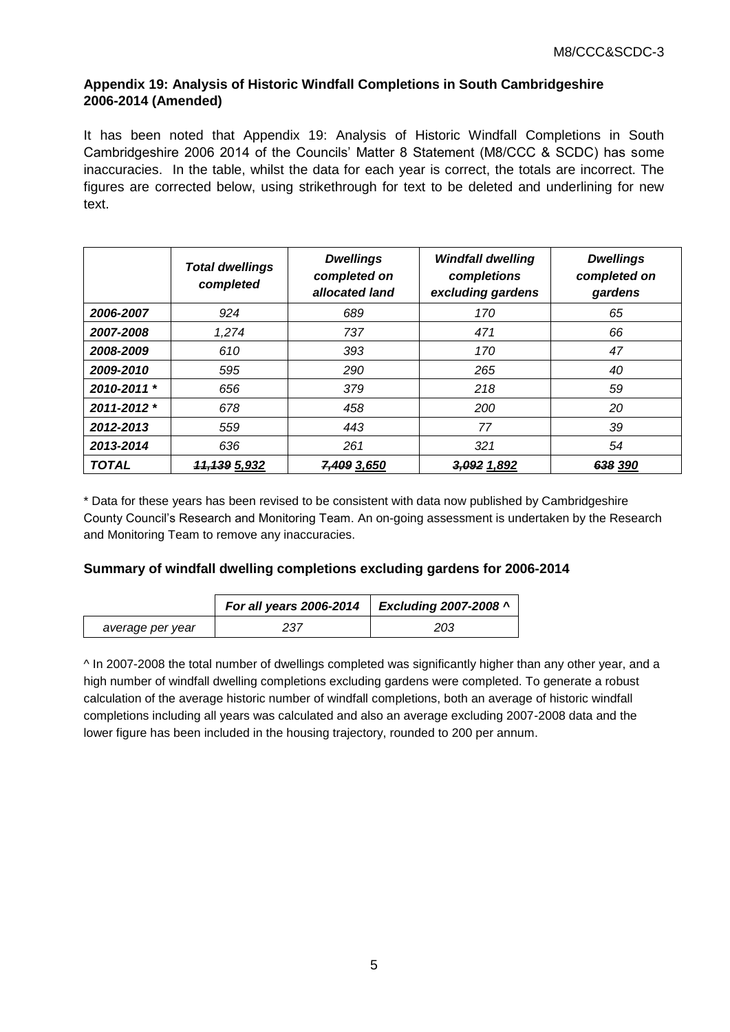**Appendix 19: Analysis of Historic Windfall Completions in South Cambridgeshire 2006-2014 (Amended)**

It has been noted that Appendix 19: Analysis of Historic Windfall Completions in South Cambridgeshire 2006 2014 of the Councils' Matter 8 Statement (M8/CCC & SCDC) has some inaccuracies. In the table, whilst the data for each year is correct, the totals are incorrect. The figures are corrected below, using strikethrough for text to be deleted and underlining for new text.

| | ***Total dwellings completed*** | ***Dwellings completed on allocated land*** | ***Windfall dwelling completions excluding gardens*** | ***Dwellings completed on gardens*** |
|---|---|---|---|---|
| ***2006-2007*** | *924* | *689* | *170* | *65* |
| ***2007-2008*** | *1,274* | *737* | *471* | *66* |
| ***2008-2009*** | *610* | *393* | *170* | *47* |
| ***2009-2010*** | *595* | *290* | *265* | *40* |
| ***2010-2011 **** | *656* | *379* | *218* | *59* |
| ***2011-2012 **** | *678* | *458* | *200* | *20* |
| ***2012-2013*** | *559* | *443* | *77* | *39* |
| ***2013-2014*** | *636* | *261* | *321* | *54* |
| ***TOTAL*** | ~~***11,139***~~ <u>***5,932***</u> | ~~***7,409***~~ <u>***3,650***</u> | ~~***3,092***~~ <u>***1,892***</u> | ~~***638***~~ <u>***390***</u> |

\* Data for these years has been revised to be consistent with data now published by Cambridgeshire County Council's Research and Monitoring Team. An on-going assessment is undertaken by the Research and Monitoring Team to remove any inaccuracies.

**Summary of windfall dwelling completions excluding gardens for 2006-2014**

| | ***For all years 2006-2014*** | ***Excluding 2007-2008 ^*** |
|---|---|---|
| *average per year* | *237* | *203* |

^ In 2007-2008 the total number of dwellings completed was significantly higher than any other year, and a high number of windfall dwelling completions excluding gardens were completed. To generate a robust calculation of the average historic number of windfall completions, both an average of historic windfall completions including all years was calculated and also an average excluding 2007-2008 data and the lower figure has been included in the housing trajectory, rounded to 200 per annum.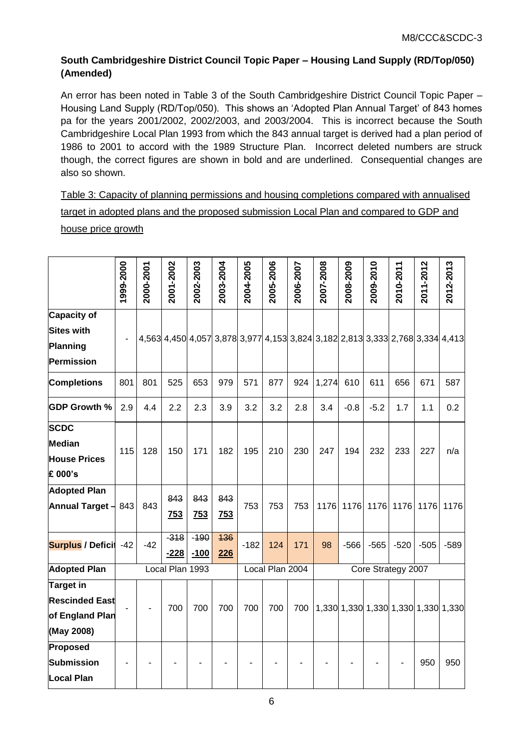**South Cambridgeshire District Council Topic Paper – Housing Land Supply (RD/Top/050) (Amended)**

An error has been noted in Table 3 of the South Cambridgeshire District Council Topic Paper – Housing Land Supply (RD/Top/050). This shows an 'Adopted Plan Annual Target' of 843 homes pa for the years 2001/2002, 2002/2003, and 2003/2004. This is incorrect because the South Cambridgeshire Local Plan 1993 from which the 843 annual target is derived had a plan period of 1986 to 2001 to accord with the 1989 Structure Plan. Incorrect deleted numbers are struck though, the correct figures are shown in bold and are underlined. Consequential changes are also so shown.

<u>Table 3: Capacity of planning permissions and housing completions compared with annualised target in adopted plans and the proposed submission Local Plan and compared to GDP and house price growth</u>

| | 1999-2000 | 2000-2001 | 2001-2002 | 2002-2003 | 2003-2004 | 2004-2005 | 2005-2006 | 2006-2007 | 2007-2008 | 2008-2009 | 2009-2010 | 2010-2011 | 2011-2012 | 2012-2013 |
|---|---|---|---|---|---|---|---|---|---|---|---|---|---|---|
| **Capacity of Sites with Planning Permission** | - | 4,563 | 4,450 | 4,057 | 3,878 | 3,977 | 4,153 | 3,824 | 3,182 | 2,813 | 3,333 | 2,768 | 3,334 | 4,413 |
| **Completions** | 801 | 801 | 525 | 653 | 979 | 571 | 877 | 924 | 1,274 | 610 | 611 | 656 | 671 | 587 |
| **GDP Growth %** | 2.9 | 4.4 | 2.2 | 2.3 | 3.9 | 3.2 | 3.2 | 2.8 | 3.4 | -0.8 | -5.2 | 1.7 | 1.1 | 0.2 |
| **SCDC Median House Prices £ 000's** | 115 | 128 | 150 | 171 | 182 | 195 | 210 | 230 | 247 | 194 | 232 | 233 | 227 | n/a |
| **Adopted Plan Annual Target –** | 843 | 843 | ~~843~~ <u>**753**</u> | ~~843~~ <u>**753**</u> | ~~843~~ <u>**753**</u> | 753 | 753 | 753 | 1176 | 1176 | 1176 | 1176 | 1176 | 1176 |
| **Surplus / Deficit** | -42 | -42 | ~~-318~~ <u>**-228**</u> | ~~-190~~ <u>**-100**</u> | ~~136~~ <u>**226**</u> | -182 | 124 | 171 | 98 | -566 | -565 | -520 | -505 | -589 |
| **Adopted Plan** | Local Plan 1993 | | | | | Local Plan 2004 | | | Core Strategy 2007 | | | | | |
| **Target in Rescinded East of England Plan (May 2008)** | - | - | 700 | 700 | 700 | 700 | 700 | 700 | 1,330 | 1,330 | 1,330 | 1,330 | 1,330 | 1,330 |
| **Proposed Submission Local Plan** | - | - | - | - | - | - | - | - | - | - | - | - | 950 | 950 |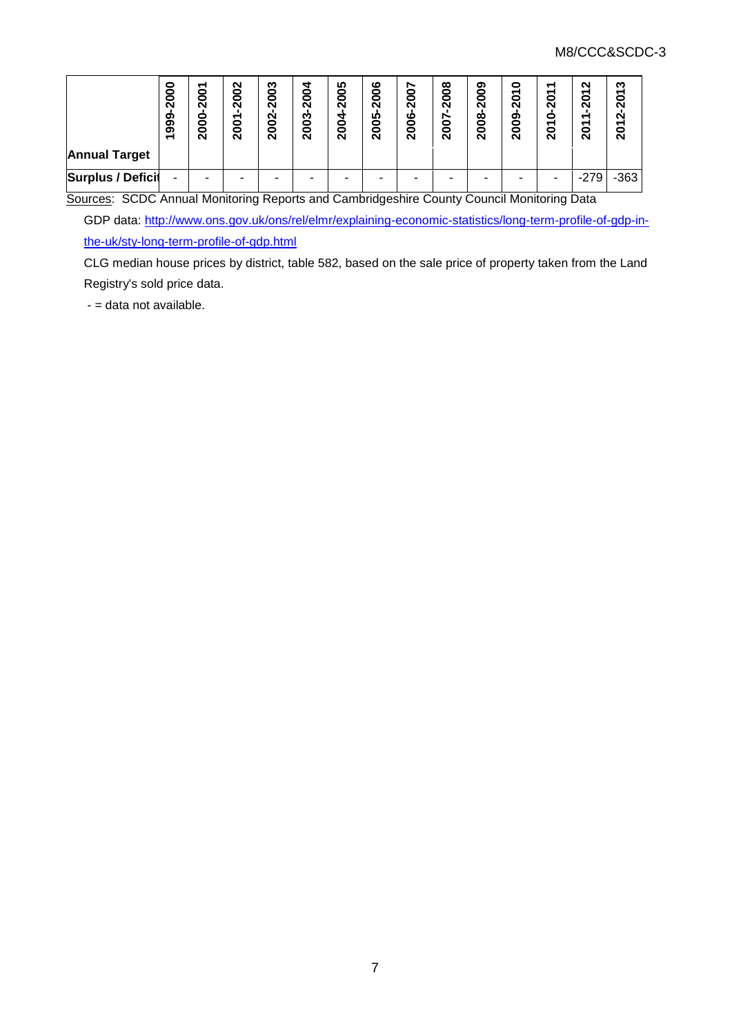| Annual Target | 1999-2000 | 2000-2001 | 2001-2002 | 2002-2003 | 2003-2004 | 2004-2005 | 2005-2006 | 2006-2007 | 2007-2008 | 2008-2009 | 2009-2010 | 2010-2011 | 2011-2012 | 2012-2013 |
|---|---|---|---|---|---|---|---|---|---|---|---|---|---|---|
| **Surplus / Deficit** | - | - | - | - | - | - | - | - | - | - | - | - | -279 | -363 |

Sources: SCDC Annual Monitoring Reports and Cambridgeshire County Council Monitoring Data

GDP data: [http://www.ons.gov.uk/ons/rel/elmr/explaining-economic-statistics/long-term-profile-of-gdp-in-the-uk/sty-long-term-profile-of-gdp.html](http://www.ons.gov.uk/ons/rel/elmr/explaining-economic-statistics/long-term-profile-of-gdp-in-the-uk/sty-long-term-profile-of-gdp.html)

CLG median house prices by district, table 582, based on the sale price of property taken from the Land Registry's sold price data.

- = data not available.